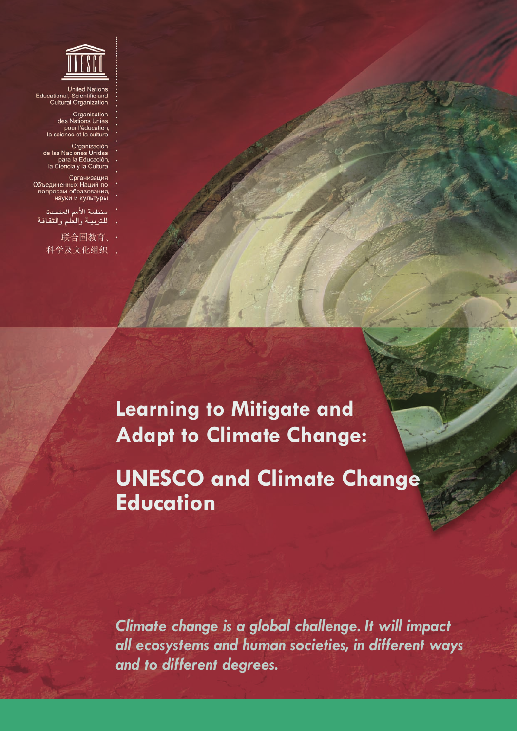United Nations
Educational, Scientific and
Cultural Organization

Organisation
des Nations Unies
pour l'éducation,
la science et la culture

Organización
de las Naciones Unidas
para la Educación,
la Ciencia y la Cultura

Организация
Объединенных Наций по
вопросам образования,
науки и культуры

منظمة الأمم المتحدة
للتربية والعلم والثقافة

联合国教育、
科学及文化组织

# Learning to Mitigate and Adapt to Climate Change:

# UNESCO and Climate Change Education

*Climate change is a global challenge. It will impact all ecosystems and human societies, in different ways and to different degrees.*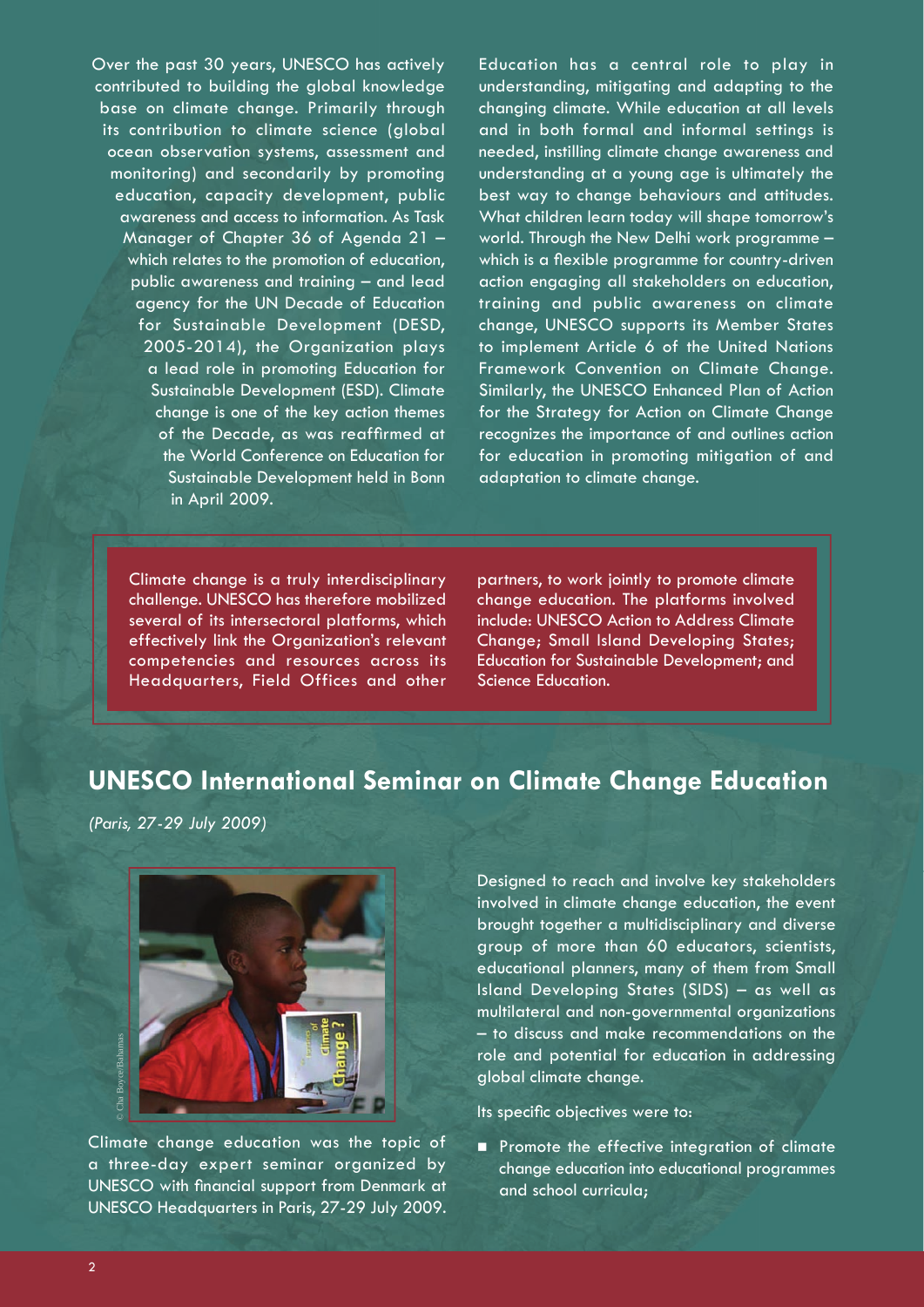Over the past 30 years, UNESCO has actively contributed to building the global knowledge base on climate change. Primarily through its contribution to climate science (global ocean observation systems, assessment and monitoring) and secondarily by promoting education, capacity development, public awareness and access to information. As Task Manager of Chapter 36 of Agenda 21 – which relates to the promotion of education, public awareness and training – and lead agency for the UN Decade of Education for Sustainable Development (DESD, 2005-2014), the Organization plays a lead role in promoting Education for Sustainable Development (ESD). Climate change is one of the key action themes of the Decade, as was reaffirmed at the World Conference on Education for Sustainable Development held in Bonn in April 2009.

Education has a central role to play in understanding, mitigating and adapting to the changing climate. While education at all levels and in both formal and informal settings is needed, instilling climate change awareness and understanding at a young age is ultimately the best way to change behaviours and attitudes. What children learn today will shape tomorrow's world. Through the New Delhi work programme – which is a flexible programme for country-driven action engaging all stakeholders on education, training and public awareness on climate change, UNESCO supports its Member States to implement Article 6 of the United Nations Framework Convention on Climate Change. Similarly, the UNESCO Enhanced Plan of Action for the Strategy for Action on Climate Change recognizes the importance of and outlines action for education in promoting mitigation of and adaptation to climate change.

Climate change is a truly interdisciplinary challenge. UNESCO has therefore mobilized several of its intersectoral platforms, which effectively link the Organization's relevant competencies and resources across its Headquarters, Field Offices and other partners, to work jointly to promote climate change education. The platforms involved include: UNESCO Action to Address Climate Change; Small Island Developing States; Education for Sustainable Development; and Science Education.

## UNESCO International Seminar on Climate Change Education

*(Paris, 27-29 July 2009)*

© Cha Boyce/Bahamas

Climate change education was the topic of a three-day expert seminar organized by UNESCO with financial support from Denmark at UNESCO Headquarters in Paris, 27-29 July 2009.

Designed to reach and involve key stakeholders involved in climate change education, the event brought together a multidisciplinary and diverse group of more than 60 educators, scientists, educational planners, many of them from Small Island Developing States (SIDS) – as well as multilateral and non-governmental organizations – to discuss and make recommendations on the role and potential for education in addressing global climate change.

Its specific objectives were to:

- Promote the effective integration of climate change education into educational programmes and school curricula;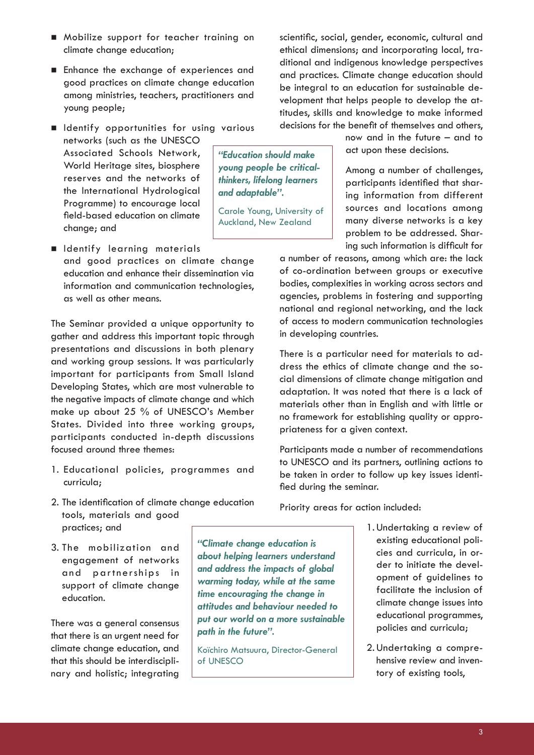- Mobilize support for teacher training on climate change education;
- Enhance the exchange of experiences and good practices on climate change education among ministries, teachers, practitioners and young people;
- Identify opportunities for using various networks (such as the UNESCO Associated Schools Network, World Heritage sites, biosphere reserves and the networks of the International Hydrological Programme) to encourage local field-based education on climate change; and
- Identify learning materials and good practices on climate change education and enhance their dissemination via information and communication technologies, as well as other means.

> ***"Education should make young people be critical-thinkers, lifelong learners and adaptable".***
>
> Carole Young, University of Auckland, New Zealand

The Seminar provided a unique opportunity to gather and address this important topic through presentations and discussions in both plenary and working group sessions. It was particularly important for participants from Small Island Developing States, which are most vulnerable to the negative impacts of climate change and which make up about 25 % of UNESCO's Member States. Divided into three working groups, participants conducted in-depth discussions focused around three themes:

1. Educational policies, programmes and curricula;
2. The identification of climate change education tools, materials and good practices; and
3. The mobilization and engagement of networks and partnerships in support of climate change education.

There was a general consensus that there is an urgent need for climate change education, and that this should be interdisciplinary and holistic; integrating scientific, social, gender, economic, cultural and ethical dimensions; and incorporating local, traditional and indigenous knowledge perspectives and practices. Climate change education should be integral to an education for sustainable development that helps people to develop the attitudes, skills and knowledge to make informed decisions for the benefit of themselves and others, now and in the future – and to act upon these decisions.

Among a number of challenges, participants identified that sharing information from different sources and locations among many diverse networks is a key problem to be addressed. Sharing such information is difficult for a number of reasons, among which are: the lack of co-ordination between groups or executive bodies, complexities in working across sectors and agencies, problems in fostering and supporting national and regional networking, and the lack of access to modern communication technologies in developing countries.

There is a particular need for materials to address the ethics of climate change and the social dimensions of climate change mitigation and adaptation. It was noted that there is a lack of materials other than in English and with little or no framework for establishing quality or appropriateness for a given context.

Participants made a number of recommendations to UNESCO and its partners, outlining actions to be taken in order to follow up key issues identified during the seminar.

Priority areas for action included:

> ***"Climate change education is about helping learners understand and address the impacts of global warming today, while at the same time encouraging the change in attitudes and behaviour needed to put our world on a more sustainable path in the future".***
>
> Koïchiro Matsuura, Director-General of UNESCO

1. Undertaking a review of existing educational policies and curricula, in order to initiate the development of guidelines to facilitate the inclusion of climate change issues into educational programmes, policies and curricula;
2. Undertaking a comprehensive review and inventory of existing tools,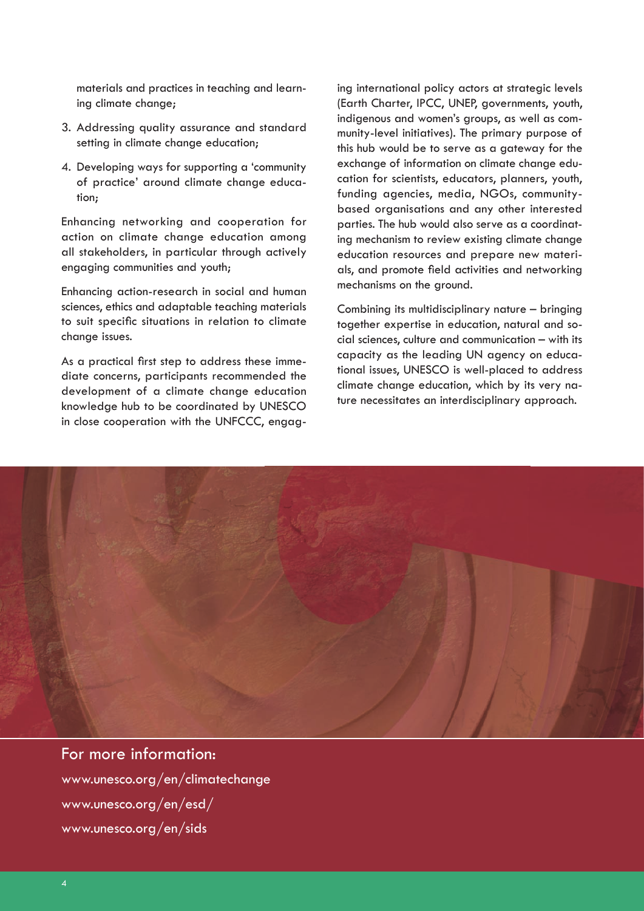materials and practices in teaching and learning climate change;

3. Addressing quality assurance and standard setting in climate change education;

4. Developing ways for supporting a 'community of practice' around climate change education;

Enhancing networking and cooperation for action on climate change education among all stakeholders, in particular through actively engaging communities and youth;

Enhancing action-research in social and human sciences, ethics and adaptable teaching materials to suit specific situations in relation to climate change issues.

As a practical first step to address these immediate concerns, participants recommended the development of a climate change education knowledge hub to be coordinated by UNESCO in close cooperation with the UNFCCC, engaging international policy actors at strategic levels (Earth Charter, IPCC, UNEP, governments, youth, indigenous and women's groups, as well as community-level initiatives). The primary purpose of this hub would be to serve as a gateway for the exchange of information on climate change education for scientists, educators, planners, youth, funding agencies, media, NGOs, community-based organisations and any other interested parties. The hub would also serve as a coordinating mechanism to review existing climate change education resources and prepare new materials, and promote field activities and networking mechanisms on the ground.

Combining its multidisciplinary nature – bringing together expertise in education, natural and social sciences, culture and communication – with its capacity as the leading UN agency on educational issues, UNESCO is well-placed to address climate change education, which by its very nature necessitates an interdisciplinary approach.

## For more information:

www.unesco.org/en/climatechange

www.unesco.org/en/esd/

www.unesco.org/en/sids